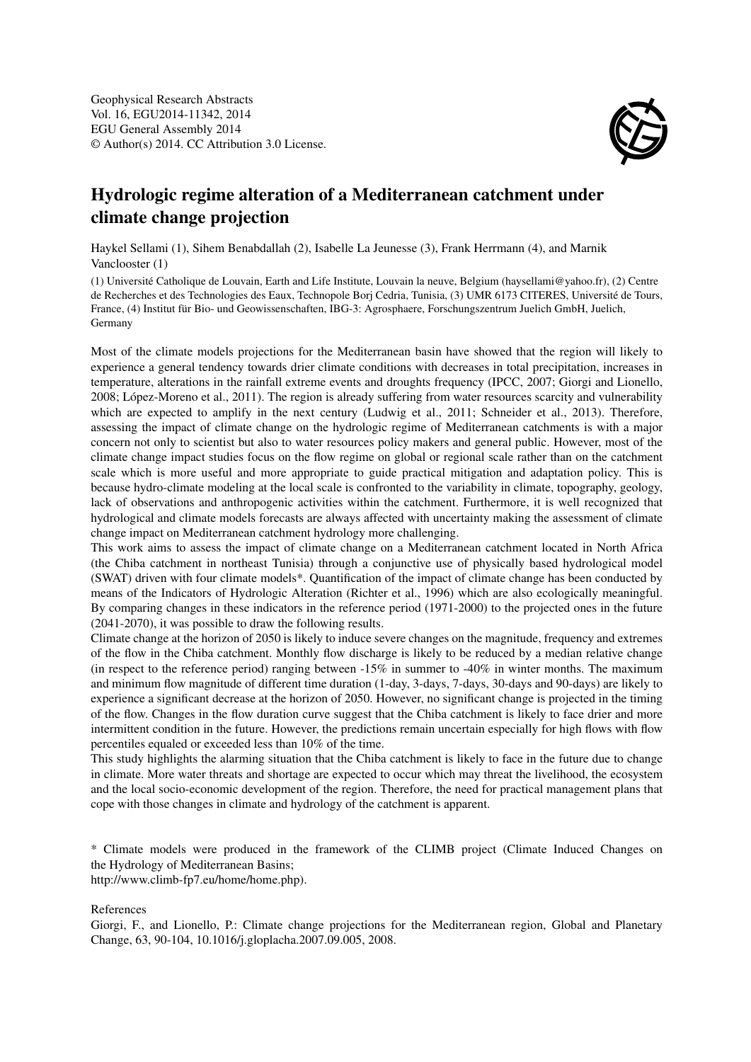Geophysical Research Abstracts
Vol. 16, EGU2014-11342, 2014
EGU General Assembly 2014
© Author(s) 2014. CC Attribution 3.0 License.

# Hydrologic regime alteration of a Mediterranean catchment under climate change projection

Haykel Sellami (1), Sihem Benabdallah (2), Isabelle La Jeunesse (3), Frank Herrmann (4), and Marnik Vanclooster (1)

(1) Université Catholique de Louvain, Earth and Life Institute, Louvain la neuve, Belgium (haysellami@yahoo.fr), (2) Centre de Recherches et des Technologies des Eaux, Technopole Borj Cedria, Tunisia, (3) UMR 6173 CITERES, Université de Tours, France, (4) Institut für Bio- und Geowissenschaften, IBG-3: Agrosphaere, Forschungszentrum Juelich GmbH, Juelich, Germany

Most of the climate models projections for the Mediterranean basin have showed that the region will likely to experience a general tendency towards drier climate conditions with decreases in total precipitation, increases in temperature, alterations in the rainfall extreme events and droughts frequency (IPCC, 2007; Giorgi and Lionello, 2008; López-Moreno et al., 2011). The region is already suffering from water resources scarcity and vulnerability which are expected to amplify in the next century (Ludwig et al., 2011; Schneider et al., 2013). Therefore, assessing the impact of climate change on the hydrologic regime of Mediterranean catchments is with a major concern not only to scientist but also to water resources policy makers and general public. However, most of the climate change impact studies focus on the flow regime on global or regional scale rather than on the catchment scale which is more useful and more appropriate to guide practical mitigation and adaptation policy. This is because hydro-climate modeling at the local scale is confronted to the variability in climate, topography, geology, lack of observations and anthropogenic activities within the catchment. Furthermore, it is well recognized that hydrological and climate models forecasts are always affected with uncertainty making the assessment of climate change impact on Mediterranean catchment hydrology more challenging.

This work aims to assess the impact of climate change on a Mediterranean catchment located in North Africa (the Chiba catchment in northeast Tunisia) through a conjunctive use of physically based hydrological model (SWAT) driven with four climate models*. Quantification of the impact of climate change has been conducted by means of the Indicators of Hydrologic Alteration (Richter et al., 1996) which are also ecologically meaningful. By comparing changes in these indicators in the reference period (1971-2000) to the projected ones in the future (2041-2070), it was possible to draw the following results.

Climate change at the horizon of 2050 is likely to induce severe changes on the magnitude, frequency and extremes of the flow in the Chiba catchment. Monthly flow discharge is likely to be reduced by a median relative change (in respect to the reference period) ranging between -15% in summer to -40% in winter months. The maximum and minimum flow magnitude of different time duration (1-day, 3-days, 7-days, 30-days and 90-days) are likely to experience a significant decrease at the horizon of 2050. However, no significant change is projected in the timing of the flow. Changes in the flow duration curve suggest that the Chiba catchment is likely to face drier and more intermittent condition in the future. However, the predictions remain uncertain especially for high flows with flow percentiles equaled or exceeded less than 10% of the time.

This study highlights the alarming situation that the Chiba catchment is likely to face in the future due to change in climate. More water threats and shortage are expected to occur which may threat the livelihood, the ecosystem and the local socio-economic development of the region. Therefore, the need for practical management plans that cope with those changes in climate and hydrology of the catchment is apparent.

* Climate models were produced in the framework of the CLIMB project (Climate Induced Changes on the Hydrology of Mediterranean Basins;
http://www.climb-fp7.eu/home/home.php).

References

Giorgi, F., and Lionello, P.: Climate change projections for the Mediterranean region, Global and Planetary Change, 63, 90-104, 10.1016/j.gloplacha.2007.09.005, 2008.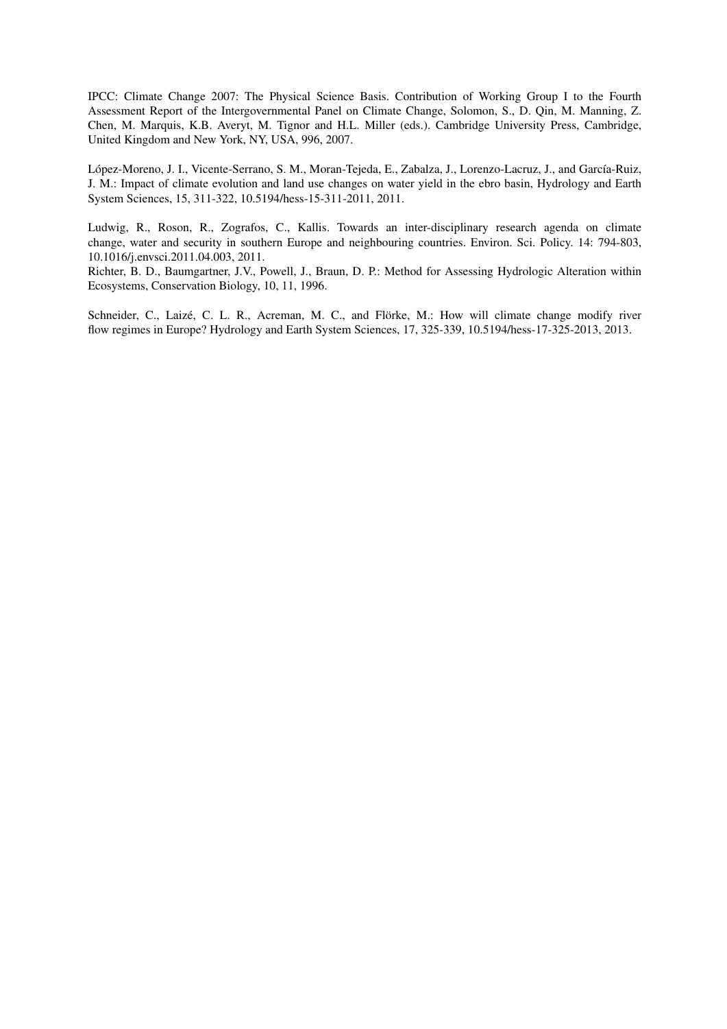IPCC: Climate Change 2007: The Physical Science Basis. Contribution of Working Group I to the Fourth Assessment Report of the Intergovernmental Panel on Climate Change, Solomon, S., D. Qin, M. Manning, Z. Chen, M. Marquis, K.B. Averyt, M. Tignor and H.L. Miller (eds.). Cambridge University Press, Cambridge, United Kingdom and New York, NY, USA, 996, 2007.

López-Moreno, J. I., Vicente-Serrano, S. M., Moran-Tejeda, E., Zabalza, J., Lorenzo-Lacruz, J., and García-Ruiz, J. M.: Impact of climate evolution and land use changes on water yield in the ebro basin, Hydrology and Earth System Sciences, 15, 311-322, 10.5194/hess-15-311-2011, 2011.

Ludwig, R., Roson, R., Zografos, C., Kallis. Towards an inter-disciplinary research agenda on climate change, water and security in southern Europe and neighbouring countries. Environ. Sci. Policy. 14: 794-803, 10.1016/j.envsci.2011.04.003, 2011.

Richter, B. D., Baumgartner, J.V., Powell, J., Braun, D. P.: Method for Assessing Hydrologic Alteration within Ecosystems, Conservation Biology, 10, 11, 1996.

Schneider, C., Laizé, C. L. R., Acreman, M. C., and Flörke, M.: How will climate change modify river flow regimes in Europe? Hydrology and Earth System Sciences, 17, 325-339, 10.5194/hess-17-325-2013, 2013.